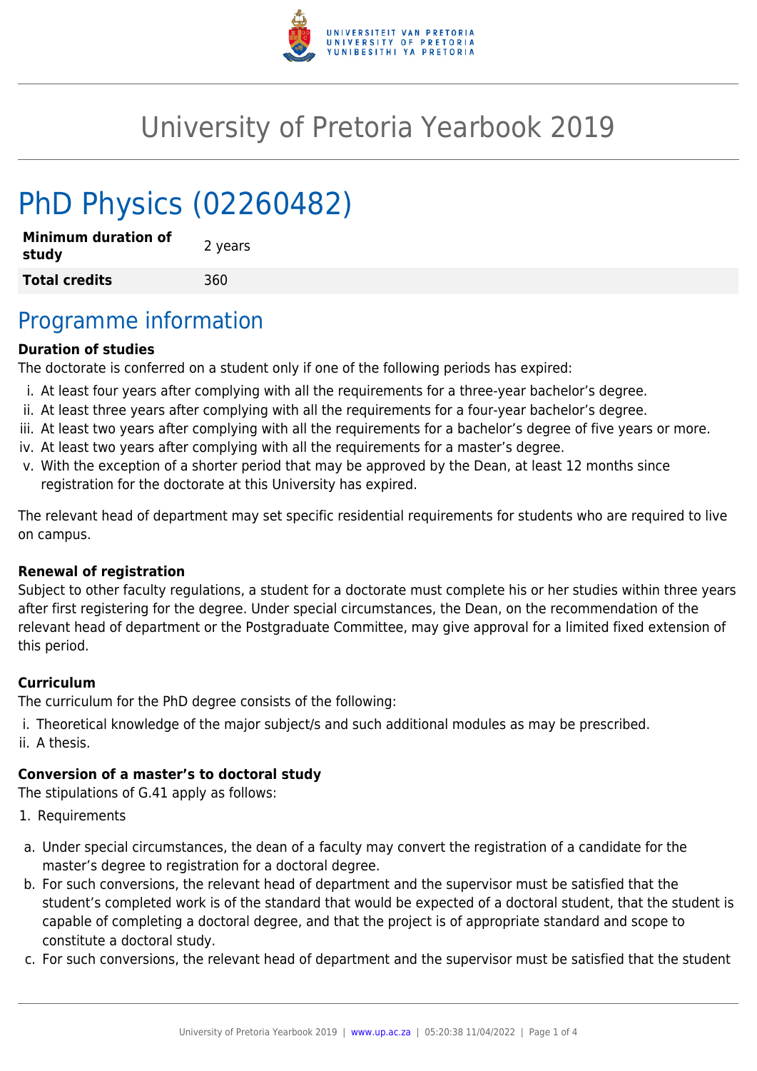# University of Pretoria Yearbook 2019

# PhD Physics (02260482)

| | |
|---|---|
| **Minimum duration of study** | 2 years |
| **Total credits** | 360 |

## Programme information

**Duration of studies**

The doctorate is conferred on a student only if one of the following periods has expired:

i. At least four years after complying with all the requirements for a three-year bachelor's degree.
ii. At least three years after complying with all the requirements for a four-year bachelor's degree.
iii. At least two years after complying with all the requirements for a bachelor's degree of five years or more.
iv. At least two years after complying with all the requirements for a master's degree.
v. With the exception of a shorter period that may be approved by the Dean, at least 12 months since registration for the doctorate at this University has expired.

The relevant head of department may set specific residential requirements for students who are required to live on campus.

**Renewal of registration**

Subject to other faculty regulations, a student for a doctorate must complete his or her studies within three years after first registering for the degree. Under special circumstances, the Dean, on the recommendation of the relevant head of department or the Postgraduate Committee, may give approval for a limited fixed extension of this period.

**Curriculum**

The curriculum for the PhD degree consists of the following:

i. Theoretical knowledge of the major subject/s and such additional modules as may be prescribed.
ii. A thesis.

**Conversion of a master's to doctoral study**

The stipulations of G.41 apply as follows:

1. Requirements

a. Under special circumstances, the dean of a faculty may convert the registration of a candidate for the master's degree to registration for a doctoral degree.
b. For such conversions, the relevant head of department and the supervisor must be satisfied that the student's completed work is of the standard that would be expected of a doctoral student, that the student is capable of completing a doctoral degree, and that the project is of appropriate standard and scope to constitute a doctoral study.
c. For such conversions, the relevant head of department and the supervisor must be satisfied that the student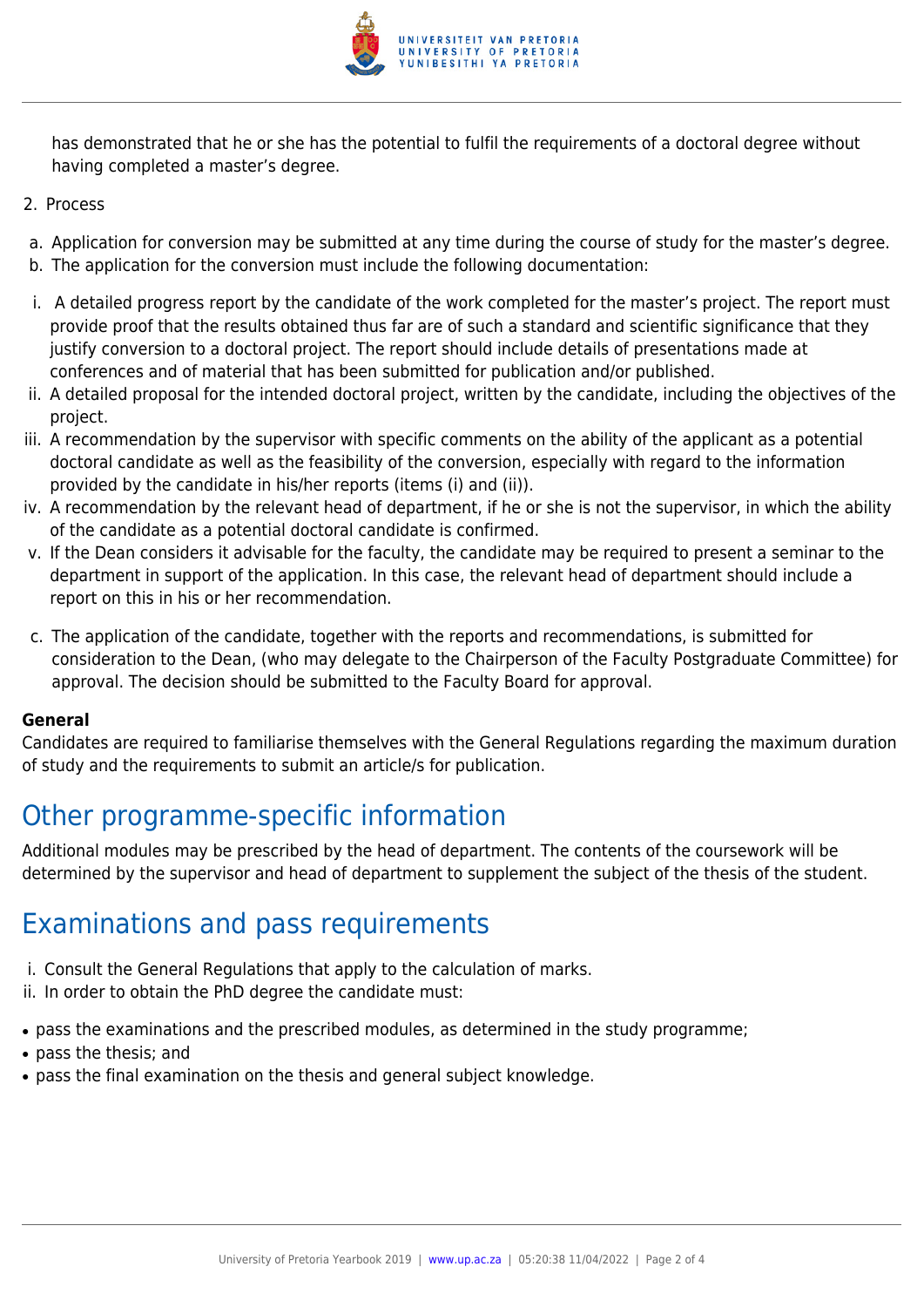has demonstrated that he or she has the potential to fulfil the requirements of a doctoral degree without having completed a master's degree.

2. Process

a. Application for conversion may be submitted at any time during the course of study for the master's degree.
b. The application for the conversion must include the following documentation:

i. A detailed progress report by the candidate of the work completed for the master's project. The report must provide proof that the results obtained thus far are of such a standard and scientific significance that they justify conversion to a doctoral project. The report should include details of presentations made at conferences and of material that has been submitted for publication and/or published.
ii. A detailed proposal for the intended doctoral project, written by the candidate, including the objectives of the project.
iii. A recommendation by the supervisor with specific comments on the ability of the applicant as a potential doctoral candidate as well as the feasibility of the conversion, especially with regard to the information provided by the candidate in his/her reports (items (i) and (ii)).
iv. A recommendation by the relevant head of department, if he or she is not the supervisor, in which the ability of the candidate as a potential doctoral candidate is confirmed.
v. If the Dean considers it advisable for the faculty, the candidate may be required to present a seminar to the department in support of the application. In this case, the relevant head of department should include a report on this in his or her recommendation.

c. The application of the candidate, together with the reports and recommendations, is submitted for consideration to the Dean, (who may delegate to the Chairperson of the Faculty Postgraduate Committee) for approval. The decision should be submitted to the Faculty Board for approval.

**General**
Candidates are required to familiarise themselves with the General Regulations regarding the maximum duration of study and the requirements to submit an article/s for publication.

## Other programme-specific information

Additional modules may be prescribed by the head of department. The contents of the coursework will be determined by the supervisor and head of department to supplement the subject of the thesis of the student.

## Examinations and pass requirements

i. Consult the General Regulations that apply to the calculation of marks.
ii. In order to obtain the PhD degree the candidate must:

- pass the examinations and the prescribed modules, as determined in the study programme;
- pass the thesis; and
- pass the final examination on the thesis and general subject knowledge.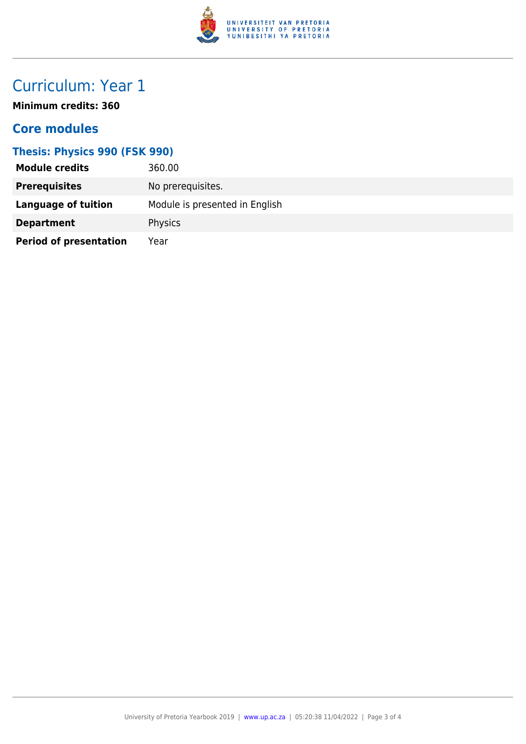# Curriculum: Year 1

**Minimum credits: 360**

## Core modules

### Thesis: Physics 990 (FSK 990)

| | |
|---|---|
| **Module credits** | 360.00 |
| **Prerequisites** | No prerequisites. |
| **Language of tuition** | Module is presented in English |
| **Department** | Physics |
| **Period of presentation** | Year |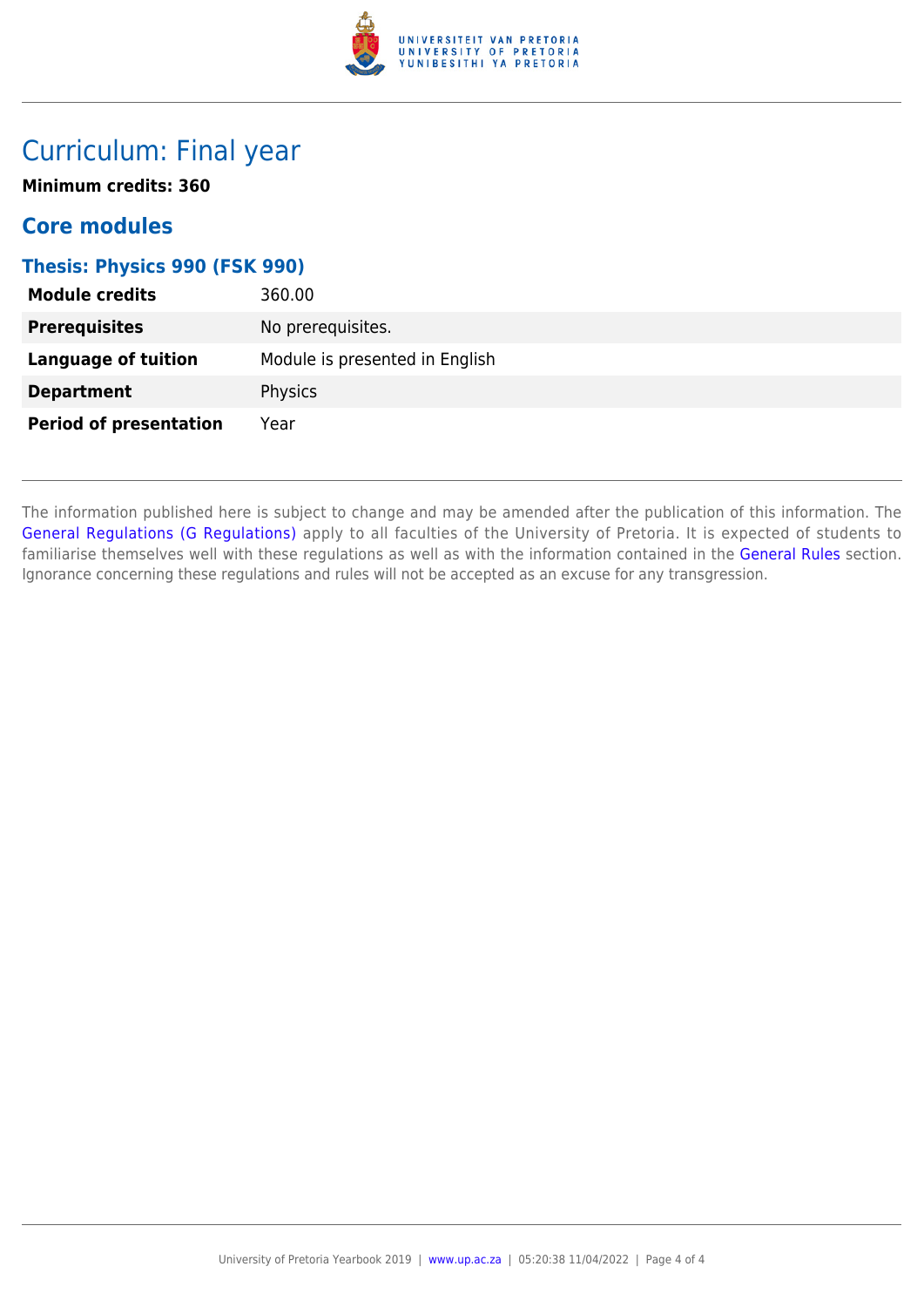# Curriculum: Final year

**Minimum credits: 360**

## Core modules

### Thesis: Physics 990 (FSK 990)

| | |
|---|---|
| **Module credits** | 360.00 |
| **Prerequisites** | No prerequisites. |
| **Language of tuition** | Module is presented in English |
| **Department** | Physics |
| **Period of presentation** | Year |

The information published here is subject to change and may be amended after the publication of this information. The General Regulations (G Regulations) apply to all faculties of the University of Pretoria. It is expected of students to familiarise themselves well with these regulations as well as with the information contained in the General Rules section. Ignorance concerning these regulations and rules will not be accepted as an excuse for any transgression.